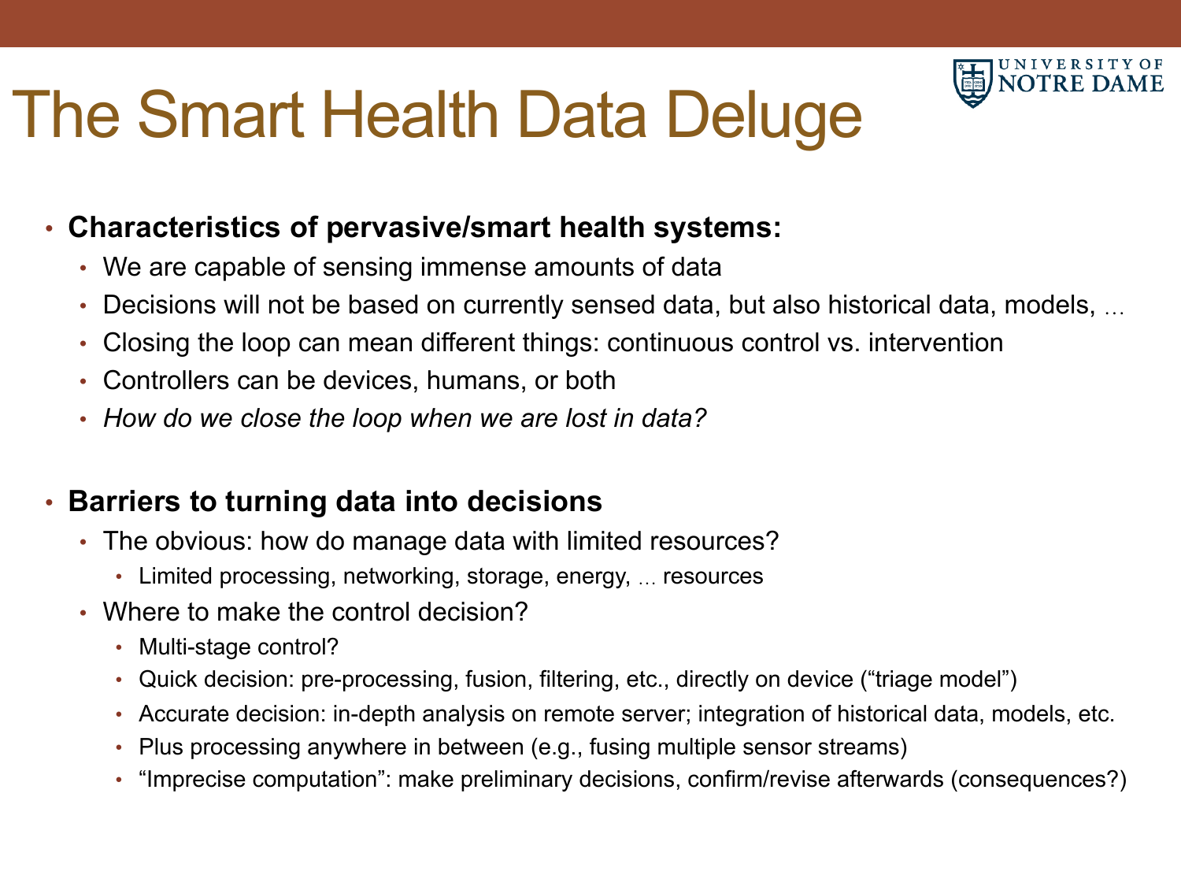# The Smart Health Data Deluge

- **Characteristics of pervasive/smart health systems:**
  - We are capable of sensing immense amounts of data
  - Decisions will not be based on currently sensed data, but also historical data, models, …
  - Closing the loop can mean different things: continuous control vs. intervention
  - Controllers can be devices, humans, or both
  - *How do we close the loop when we are lost in data?*

- **Barriers to turning data into decisions**
  - The obvious: how do manage data with limited resources?
    - Limited processing, networking, storage, energy, … resources
  - Where to make the control decision?
    - Multi-stage control?
    - Quick decision: pre-processing, fusion, filtering, etc., directly on device ("triage model")
    - Accurate decision: in-depth analysis on remote server; integration of historical data, models, etc.
    - Plus processing anywhere in between (e.g., fusing multiple sensor streams)
    - "Imprecise computation": make preliminary decisions, confirm/revise afterwards (consequences?)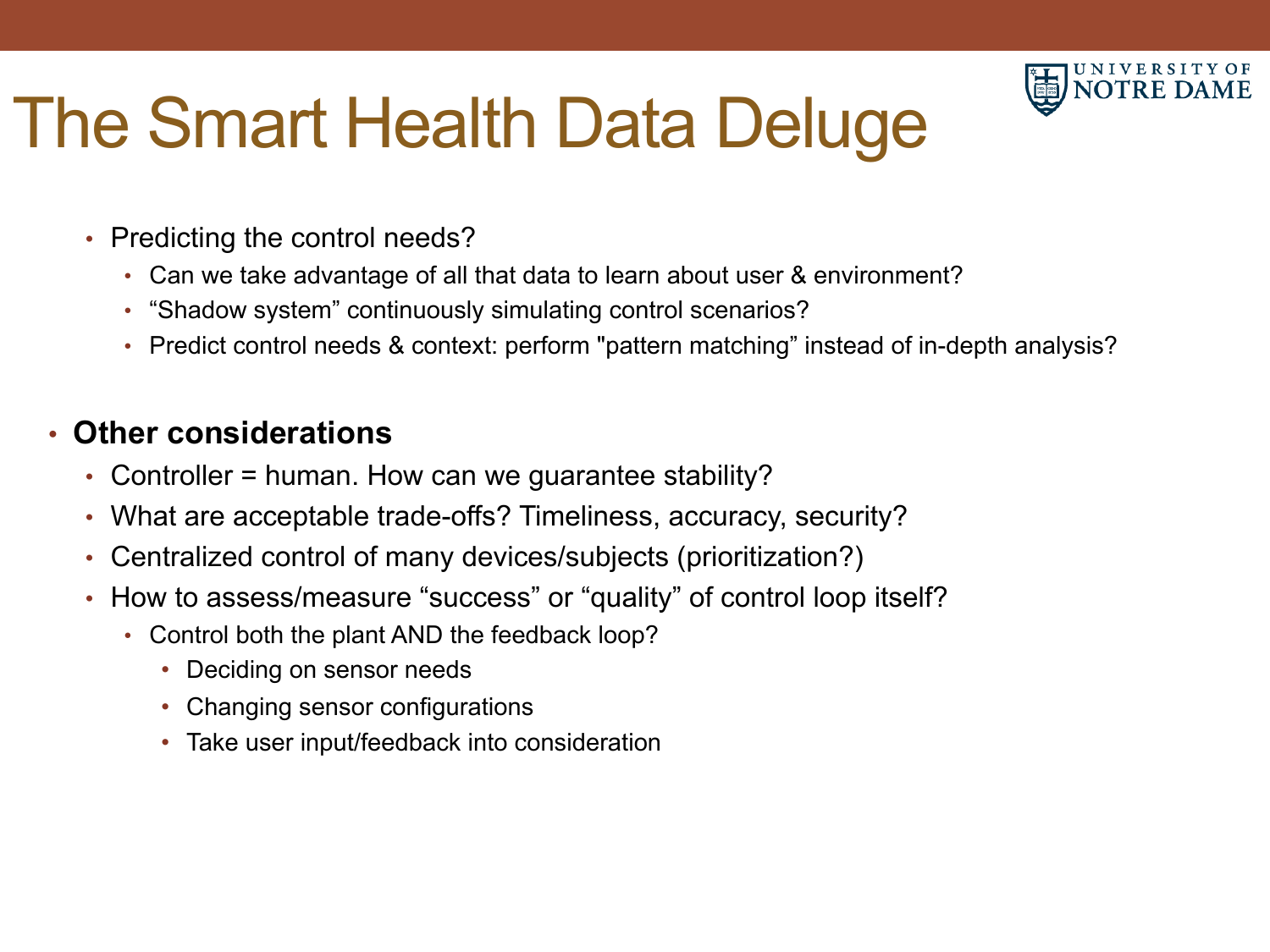# The Smart Health Data Deluge

- Predicting the control needs?
  - Can we take advantage of all that data to learn about user & environment?
  - “Shadow system” continuously simulating control scenarios?
  - Predict control needs & context: perform "pattern matching” instead of in-depth analysis?

- **Other considerations**
  - Controller = human. How can we guarantee stability?
  - What are acceptable trade-offs? Timeliness, accuracy, security?
  - Centralized control of many devices/subjects (prioritization?)
  - How to assess/measure “success” or “quality” of control loop itself?
    - Control both the plant AND the feedback loop?
      - Deciding on sensor needs
      - Changing sensor configurations
      - Take user input/feedback into consideration